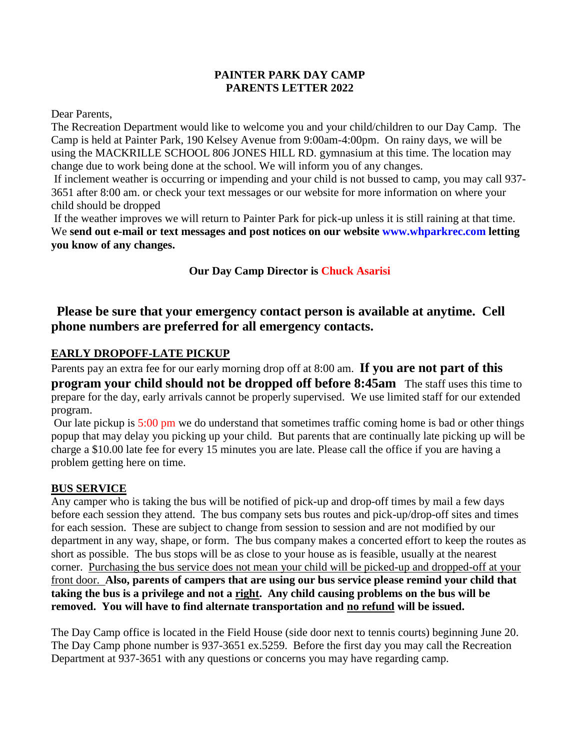# PAINTER PARK DAY CAMP
## PARENTS LETTER 2022

Dear Parents,

The Recreation Department would like to welcome you and your child/children to our Day Camp. The Camp is held at Painter Park, 190 Kelsey Avenue from 9:00am-4:00pm. On rainy days, we will be using the MACKRILLE SCHOOL 806 JONES HILL RD. gymnasium at this time. The location may change due to work being done at the school. We will inform you of any changes.

If inclement weather is occurring or impending and your child is not bussed to camp, you may call 937-3651 after 8:00 am. or check your text messages or our website for more information on where your child should be dropped

If the weather improves we will return to Painter Park for pick-up unless it is still raining at that time. We **send out e-mail or text messages and post notices on our website www.whparkrec.com letting you know of any changes.**

**Our Day Camp Director is Chuck Asarisi**

## Please be sure that your emergency contact person is available at anytime. Cell phone numbers are preferred for all emergency contacts.

### EARLY DROPOFF-LATE PICKUP

Parents pay an extra fee for our early morning drop off at 8:00 am. **If you are not part of this program your child should not be dropped off before 8:45am** The staff uses this time to prepare for the day, early arrivals cannot be properly supervised. We use limited staff for our extended program.

Our late pickup is 5:00 pm we do understand that sometimes traffic coming home is bad or other things popup that may delay you picking up your child. But parents that are continually late picking up will be charge a $10.00 late fee for every 15 minutes you are late. Please call the office if you are having a problem getting here on time.

### BUS SERVICE

Any camper who is taking the bus will be notified of pick-up and drop-off times by mail a few days before each session they attend. The bus company sets bus routes and pick-up/drop-off sites and times for each session. These are subject to change from session to session and are not modified by our department in any way, shape, or form. The bus company makes a concerted effort to keep the routes as short as possible. The bus stops will be as close to your house as is feasible, usually at the nearest corner. Purchasing the bus service does not mean your child will be picked-up and dropped-off at your front door. **Also, parents of campers that are using our bus service please remind your child that taking the bus is a privilege and not a right. Any child causing problems on the bus will be removed. You will have to find alternate transportation and no refund will be issued.**

The Day Camp office is located in the Field House (side door next to tennis courts) beginning June 20. The Day Camp phone number is 937-3651 ex.5259. Before the first day you may call the Recreation Department at 937-3651 with any questions or concerns you may have regarding camp.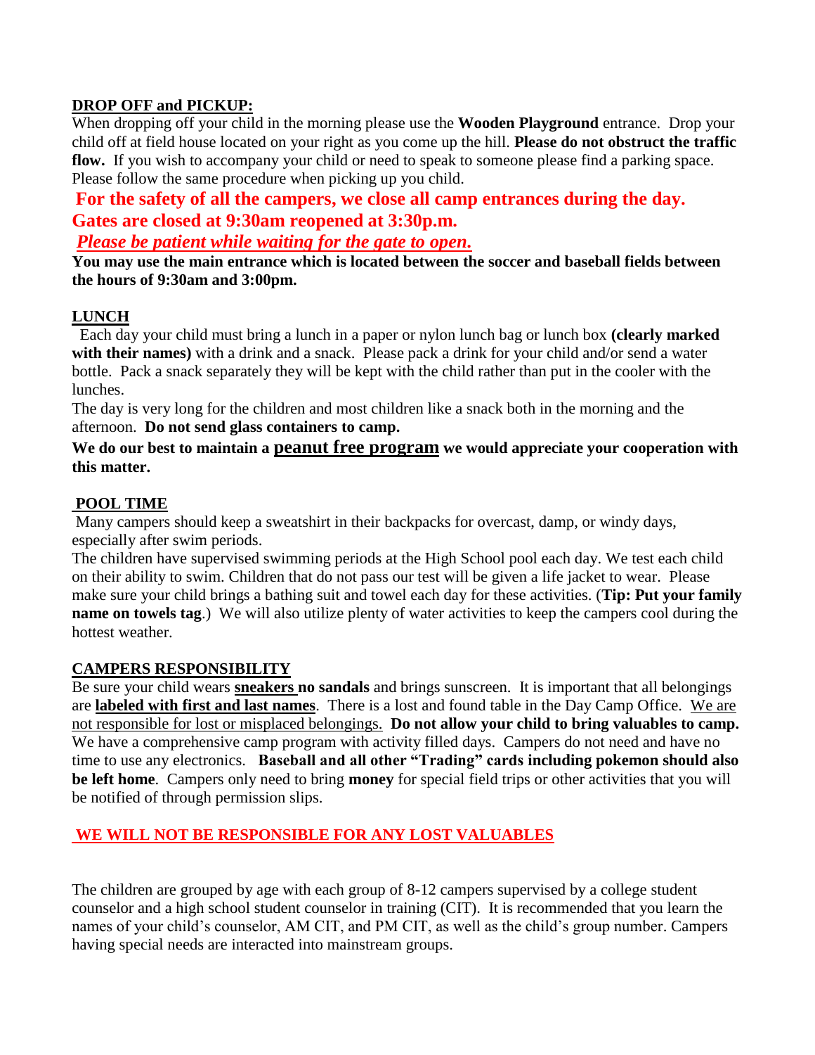## DROP OFF and PICKUP:

When dropping off your child in the morning please use the **Wooden Playground** entrance. Drop your child off at field house located on your right as you come up the hill. **Please do not obstruct the traffic flow.** If you wish to accompany your child or need to speak to someone please find a parking space. Please follow the same procedure when picking up you child.

**For the safety of all the campers, we close all camp entrances during the day.**
**Gates are closed at 9:30am reopened at 3:30p.m.**
***Please be patient while waiting for the gate to open.***

**You may use the main entrance which is located between the soccer and baseball fields between the hours of 9:30am and 3:00pm.**

## LUNCH

Each day your child must bring a lunch in a paper or nylon lunch bag or lunch box **(clearly marked with their names)** with a drink and a snack. Please pack a drink for your child and/or send a water bottle. Pack a snack separately they will be kept with the child rather than put in the cooler with the lunches.

The day is very long for the children and most children like a snack both in the morning and the afternoon. **Do not send glass containers to camp.**

**We do our best to maintain a peanut free program we would appreciate your cooperation with this matter.**

## POOL TIME

Many campers should keep a sweatshirt in their backpacks for overcast, damp, or windy days, especially after swim periods.

The children have supervised swimming periods at the High School pool each day. We test each child on their ability to swim. Children that do not pass our test will be given a life jacket to wear. Please make sure your child brings a bathing suit and towel each day for these activities. (**Tip: Put your family name on towels tag**.) We will also utilize plenty of water activities to keep the campers cool during the hottest weather.

## CAMPERS RESPONSIBILITY

Be sure your child wears **sneakers no sandals** and brings sunscreen. It is important that all belongings are **labeled with first and last names**. There is a lost and found table in the Day Camp Office. We are not responsible for lost or misplaced belongings. **Do not allow your child to bring valuables to camp.** We have a comprehensive camp program with activity filled days. Campers do not need and have no time to use any electronics. **Baseball and all other "Trading" cards including pokemon should also be left home**. Campers only need to bring **money** for special field trips or other activities that you will be notified of through permission slips.

**WE WILL NOT BE RESPONSIBLE FOR ANY LOST VALUABLES**

The children are grouped by age with each group of 8-12 campers supervised by a college student counselor and a high school student counselor in training (CIT). It is recommended that you learn the names of your child's counselor, AM CIT, and PM CIT, as well as the child's group number. Campers having special needs are interacted into mainstream groups.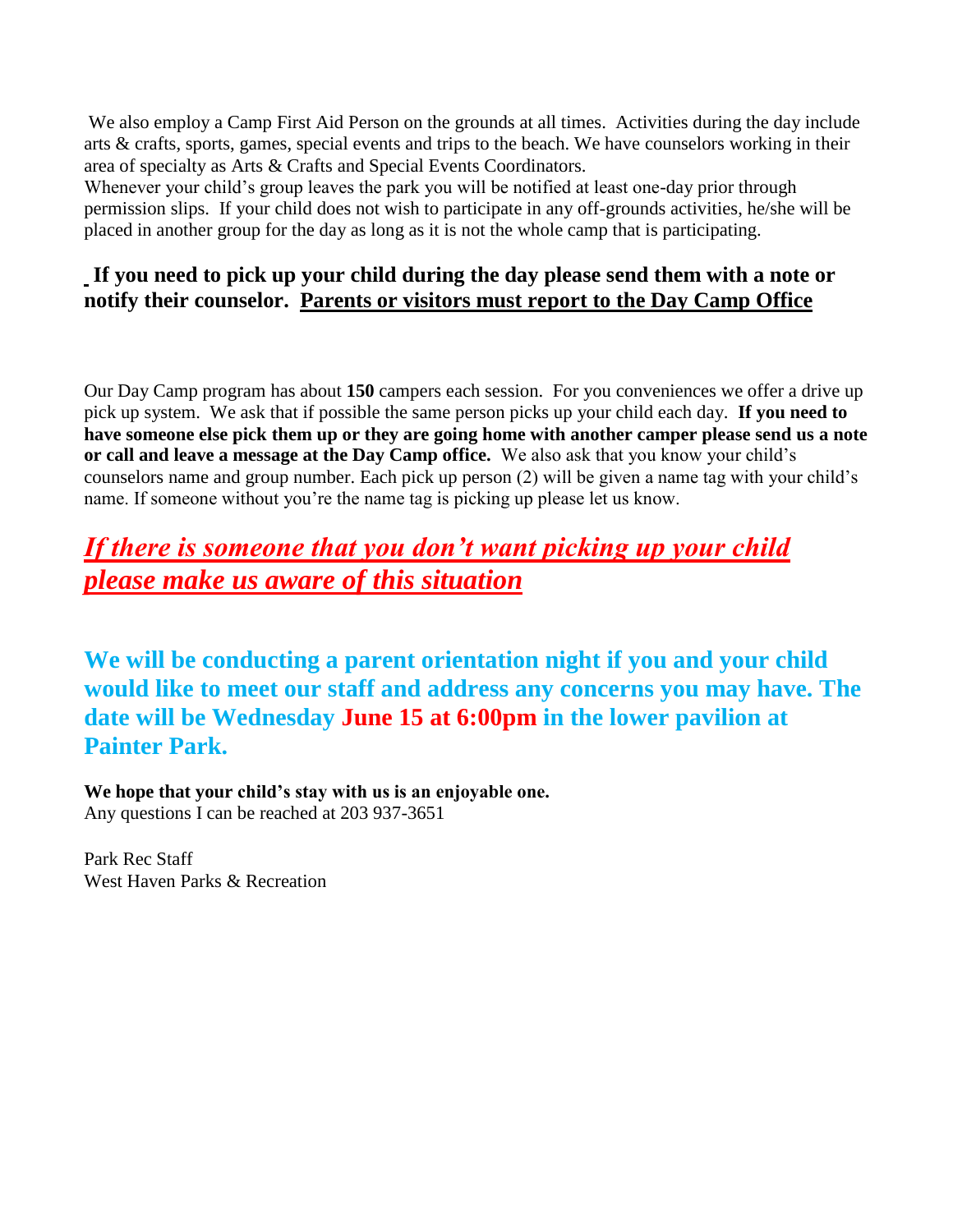We also employ a Camp First Aid Person on the grounds at all times. Activities during the day include arts & crafts, sports, games, special events and trips to the beach. We have counselors working in their area of specialty as Arts & Crafts and Special Events Coordinators.
Whenever your child's group leaves the park you will be notified at least one-day prior through permission slips. If your child does not wish to participate in any off-grounds activities, he/she will be placed in another group for the day as long as it is not the whole camp that is participating.

**If you need to pick up your child during the day please send them with a note or notify their counselor. <u>Parents or visitors must report to the Day Camp Office</u>**

Our Day Camp program has about **150** campers each session. For you conveniences we offer a drive up pick up system. We ask that if possible the same person picks up your child each day. **If you need to have someone else pick them up or they are going home with another camper please send us a note or call and leave a message at the Day Camp office.** We also ask that you know your child's counselors name and group number. Each pick up person (2) will be given a name tag with your child's name. If someone without you're the name tag is picking up please let us know.

***<u>If there is someone that you don't want picking up your child please make us aware of this situation</u>***

**We will be conducting a parent orientation night if you and your child would like to meet our staff and address any concerns you may have. The date will be Wednesday June 15 at 6:00pm in the lower pavilion at Painter Park.**

**We hope that your child's stay with us is an enjoyable one.**
Any questions I can be reached at 203 937-3651

Park Rec Staff
West Haven Parks & Recreation